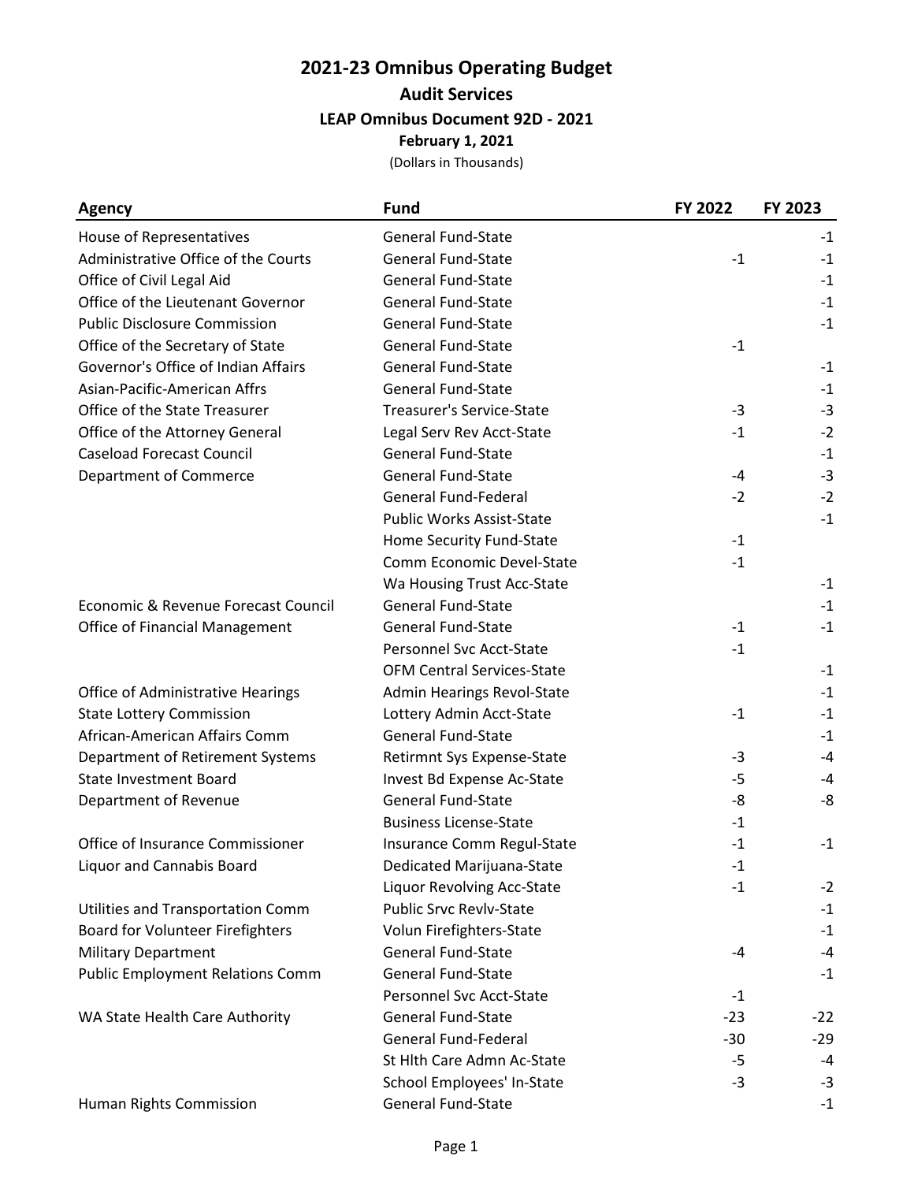# 2021-23 Omnibus Operating Budget

## Audit Services

### LEAP Omnibus Document 92D - 2021

**February 1, 2021**

(Dollars in Thousands)

| Agency | Fund | FY 2022 | FY 2023 |
|---|---|---|---|
| House of Representatives | General Fund-State | | -1 |
| Administrative Office of the Courts | General Fund-State | -1 | -1 |
| Office of Civil Legal Aid | General Fund-State | | -1 |
| Office of the Lieutenant Governor | General Fund-State | | -1 |
| Public Disclosure Commission | General Fund-State | | -1 |
| Office of the Secretary of State | General Fund-State | -1 | |
| Governor's Office of Indian Affairs | General Fund-State | | -1 |
| Asian-Pacific-American Affrs | General Fund-State | | -1 |
| Office of the State Treasurer | Treasurer's Service-State | -3 | -3 |
| Office of the Attorney General | Legal Serv Rev Acct-State | -1 | -2 |
| Caseload Forecast Council | General Fund-State | | -1 |
| Department of Commerce | General Fund-State | -4 | -3 |
| | General Fund-Federal | -2 | -2 |
| | Public Works Assist-State | | -1 |
| | Home Security Fund-State | -1 | |
| | Comm Economic Devel-State | -1 | |
| | Wa Housing Trust Acc-State | | -1 |
| Economic & Revenue Forecast Council | General Fund-State | | -1 |
| Office of Financial Management | General Fund-State | -1 | -1 |
| | Personnel Svc Acct-State | -1 | |
| | OFM Central Services-State | | -1 |
| Office of Administrative Hearings | Admin Hearings Revol-State | | -1 |
| State Lottery Commission | Lottery Admin Acct-State | -1 | -1 |
| African-American Affairs Comm | General Fund-State | | -1 |
| Department of Retirement Systems | Retirmnt Sys Expense-State | -3 | -4 |
| State Investment Board | Invest Bd Expense Ac-State | -5 | -4 |
| Department of Revenue | General Fund-State | -8 | -8 |
| | Business License-State | -1 | |
| Office of Insurance Commissioner | Insurance Comm Regul-State | -1 | -1 |
| Liquor and Cannabis Board | Dedicated Marijuana-State | -1 | |
| | Liquor Revolving Acc-State | -1 | -2 |
| Utilities and Transportation Comm | Public Srvc Revlv-State | | -1 |
| Board for Volunteer Firefighters | Volun Firefighters-State | | -1 |
| Military Department | General Fund-State | -4 | -4 |
| Public Employment Relations Comm | General Fund-State | | -1 |
| | Personnel Svc Acct-State | -1 | |
| WA State Health Care Authority | General Fund-State | -23 | -22 |
| | General Fund-Federal | -30 | -29 |
| | St Hlth Care Admn Ac-State | -5 | -4 |
| | School Employees' In-State | -3 | -3 |
| Human Rights Commission | General Fund-State | | -1 |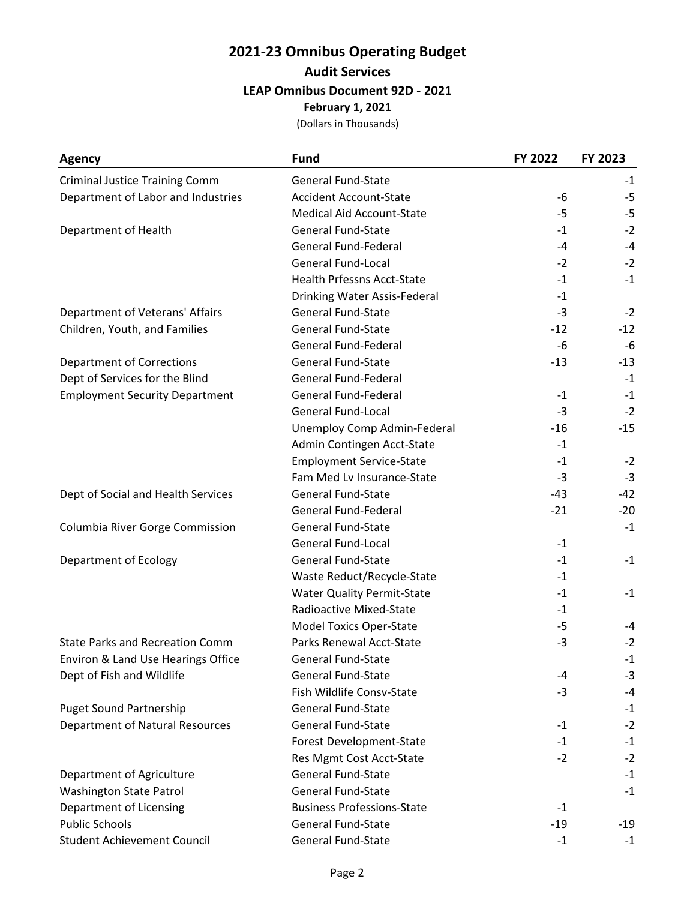# 2021-23 Omnibus Operating Budget

## Audit Services

### LEAP Omnibus Document 92D - 2021

**February 1, 2021**

(Dollars in Thousands)

| Agency | Fund | FY 2022 | FY 2023 |
|---|---|---|---|
| Criminal Justice Training Comm | General Fund-State | | -1 |
| Department of Labor and Industries | Accident Account-State | -6 | -5 |
| | Medical Aid Account-State | -5 | -5 |
| Department of Health | General Fund-State | -1 | -2 |
| | General Fund-Federal | -4 | -4 |
| | General Fund-Local | -2 | -2 |
| | Health Prfessns Acct-State | -1 | -1 |
| | Drinking Water Assis-Federal | -1 | |
| Department of Veterans' Affairs | General Fund-State | -3 | -2 |
| Children, Youth, and Families | General Fund-State | -12 | -12 |
| | General Fund-Federal | -6 | -6 |
| Department of Corrections | General Fund-State | -13 | -13 |
| Dept of Services for the Blind | General Fund-Federal | | -1 |
| Employment Security Department | General Fund-Federal | -1 | -1 |
| | General Fund-Local | -3 | -2 |
| | Unemploy Comp Admin-Federal | -16 | -15 |
| | Admin Contingen Acct-State | -1 | |
| | Employment Service-State | -1 | -2 |
| | Fam Med Lv Insurance-State | -3 | -3 |
| Dept of Social and Health Services | General Fund-State | -43 | -42 |
| | General Fund-Federal | -21 | -20 |
| Columbia River Gorge Commission | General Fund-State | | -1 |
| | General Fund-Local | -1 | |
| Department of Ecology | General Fund-State | -1 | -1 |
| | Waste Reduct/Recycle-State | -1 | |
| | Water Quality Permit-State | -1 | -1 |
| | Radioactive Mixed-State | -1 | |
| | Model Toxics Oper-State | -5 | -4 |
| State Parks and Recreation Comm | Parks Renewal Acct-State | -3 | -2 |
| Environ & Land Use Hearings Office | General Fund-State | | -1 |
| Dept of Fish and Wildlife | General Fund-State | -4 | -3 |
| | Fish Wildlife Consv-State | -3 | -4 |
| Puget Sound Partnership | General Fund-State | | -1 |
| Department of Natural Resources | General Fund-State | -1 | -2 |
| | Forest Development-State | -1 | -1 |
| | Res Mgmt Cost Acct-State | -2 | -2 |
| Department of Agriculture | General Fund-State | | -1 |
| Washington State Patrol | General Fund-State | | -1 |
| Department of Licensing | Business Professions-State | -1 | |
| Public Schools | General Fund-State | -19 | -19 |
| Student Achievement Council | General Fund-State | -1 | -1 |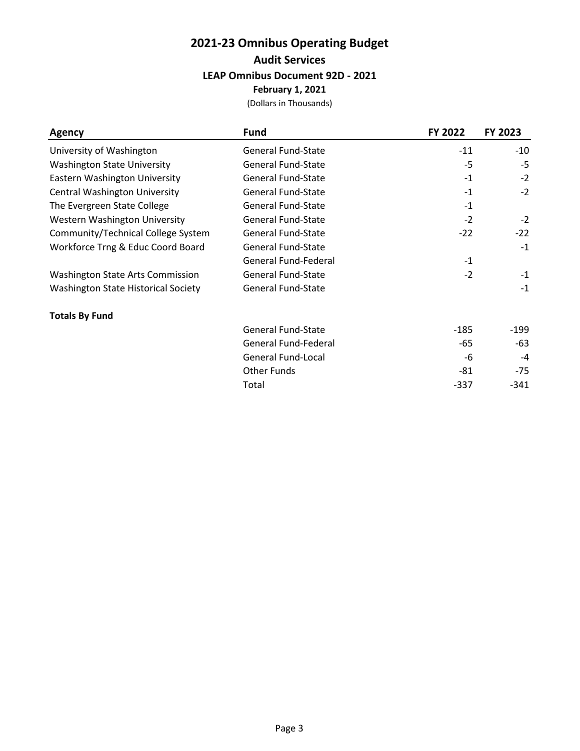# 2021-23 Omnibus Operating Budget

## Audit Services

### LEAP Omnibus Document 92D - 2021

**February 1, 2021**

(Dollars in Thousands)

| Agency | Fund | FY 2022 | FY 2023 |
|---|---|---|---|
| University of Washington | General Fund-State | -11 | -10 |
| Washington State University | General Fund-State | -5 | -5 |
| Eastern Washington University | General Fund-State | -1 | -2 |
| Central Washington University | General Fund-State | -1 | -2 |
| The Evergreen State College | General Fund-State | -1 | |
| Western Washington University | General Fund-State | -2 | -2 |
| Community/Technical College System | General Fund-State | -22 | -22 |
| Workforce Trng & Educ Coord Board | General Fund-State | | -1 |
| | General Fund-Federal | -1 | |
| Washington State Arts Commission | General Fund-State | -2 | -1 |
| Washington State Historical Society | General Fund-State | | -1 |
| **Totals By Fund** | | | |
| | General Fund-State | -185 | -199 |
| | General Fund-Federal | -65 | -63 |
| | General Fund-Local | -6 | -4 |
| | Other Funds | -81 | -75 |
| | Total | -337 | -341 |